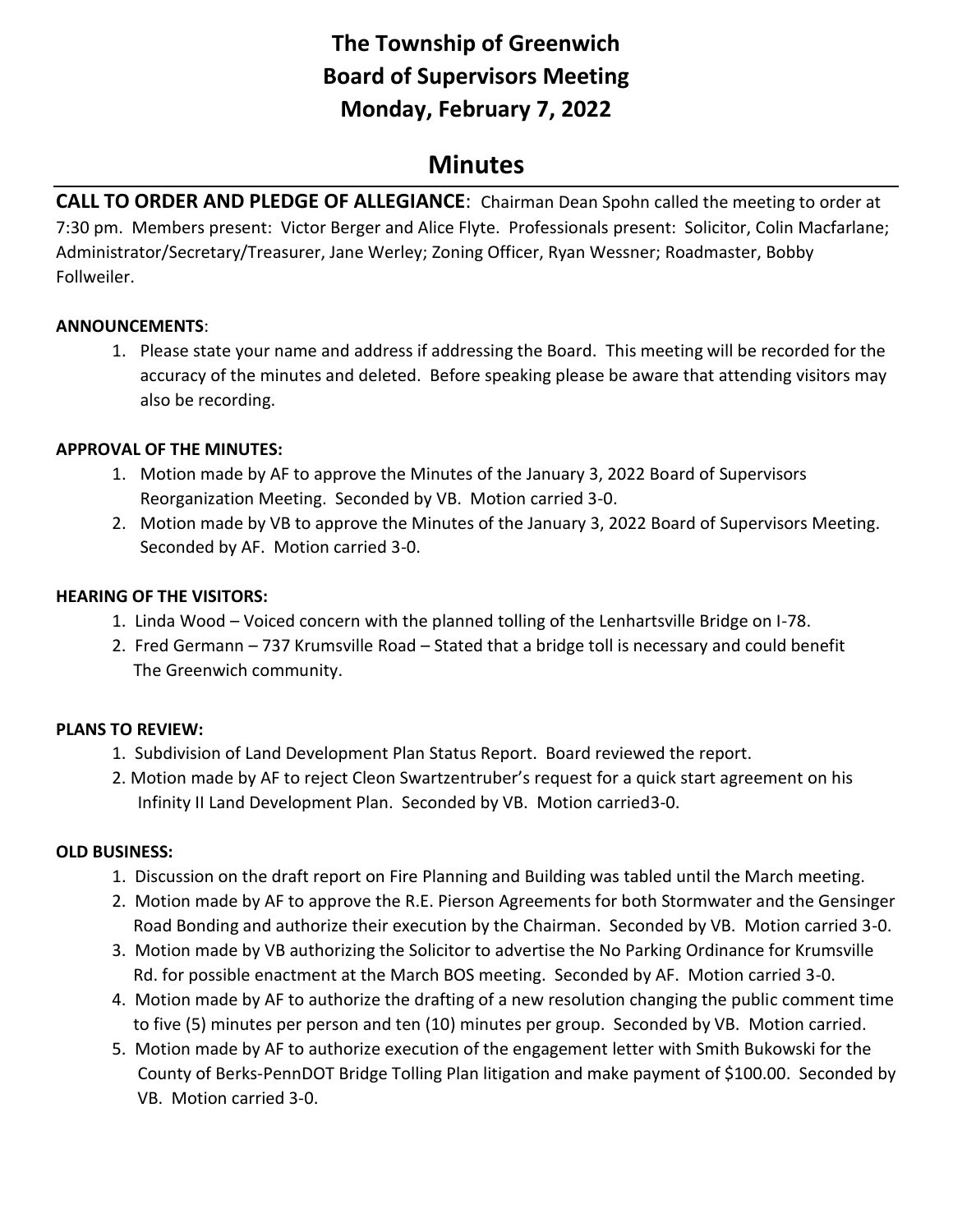# The Township of Greenwich
# Board of Supervisors Meeting
# Monday, February 7, 2022

## Minutes

**CALL TO ORDER AND PLEDGE OF ALLEGIANCE**: Chairman Dean Spohn called the meeting to order at 7:30 pm. Members present: Victor Berger and Alice Flyte. Professionals present: Solicitor, Colin Macfarlane; Administrator/Secretary/Treasurer, Jane Werley; Zoning Officer, Ryan Wessner; Roadmaster, Bobby Follweiler.

**ANNOUNCEMENTS**:

1. Please state your name and address if addressing the Board. This meeting will be recorded for the accuracy of the minutes and deleted. Before speaking please be aware that attending visitors may also be recording.

**APPROVAL OF THE MINUTES:**

1. Motion made by AF to approve the Minutes of the January 3, 2022 Board of Supervisors Reorganization Meeting. Seconded by VB. Motion carried 3-0.
2. Motion made by VB to approve the Minutes of the January 3, 2022 Board of Supervisors Meeting. Seconded by AF. Motion carried 3-0.

**HEARING OF THE VISITORS:**

1. Linda Wood – Voiced concern with the planned tolling of the Lenhartsville Bridge on I-78.
2. Fred Germann – 737 Krumsville Road – Stated that a bridge toll is necessary and could benefit The Greenwich community.

**PLANS TO REVIEW:**

1. Subdivision of Land Development Plan Status Report. Board reviewed the report.
2. Motion made by AF to reject Cleon Swartzentruber's request for a quick start agreement on his Infinity II Land Development Plan. Seconded by VB. Motion carried3-0.

**OLD BUSINESS:**

1. Discussion on the draft report on Fire Planning and Building was tabled until the March meeting.
2. Motion made by AF to approve the R.E. Pierson Agreements for both Stormwater and the Gensinger Road Bonding and authorize their execution by the Chairman. Seconded by VB. Motion carried 3-0.
3. Motion made by VB authorizing the Solicitor to advertise the No Parking Ordinance for Krumsville Rd. for possible enactment at the March BOS meeting. Seconded by AF. Motion carried 3-0.
4. Motion made by AF to authorize the drafting of a new resolution changing the public comment time to five (5) minutes per person and ten (10) minutes per group. Seconded by VB. Motion carried.
5. Motion made by AF to authorize execution of the engagement letter with Smith Bukowski for the County of Berks-PennDOT Bridge Tolling Plan litigation and make payment of $100.00. Seconded by VB. Motion carried 3-0.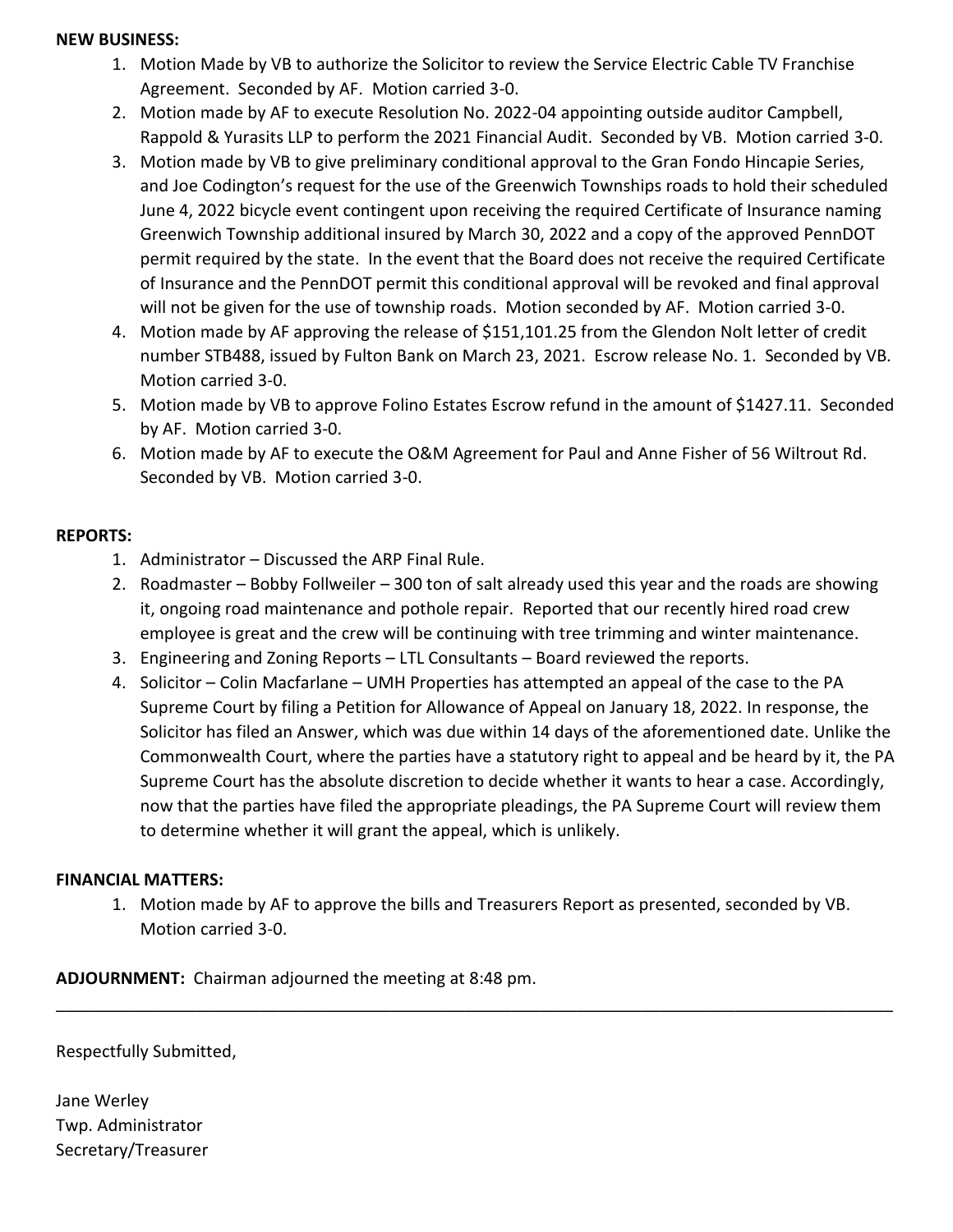**NEW BUSINESS:**

1. Motion Made by VB to authorize the Solicitor to review the Service Electric Cable TV Franchise Agreement. Seconded by AF. Motion carried 3-0.
2. Motion made by AF to execute Resolution No. 2022-04 appointing outside auditor Campbell, Rappold & Yurasits LLP to perform the 2021 Financial Audit. Seconded by VB. Motion carried 3-0.
3. Motion made by VB to give preliminary conditional approval to the Gran Fondo Hincapie Series, and Joe Codington's request for the use of the Greenwich Townships roads to hold their scheduled June 4, 2022 bicycle event contingent upon receiving the required Certificate of Insurance naming Greenwich Township additional insured by March 30, 2022 and a copy of the approved PennDOT permit required by the state. In the event that the Board does not receive the required Certificate of Insurance and the PennDOT permit this conditional approval will be revoked and final approval will not be given for the use of township roads. Motion seconded by AF. Motion carried 3-0.
4. Motion made by AF approving the release of $151,101.25 from the Glendon Nolt letter of credit number STB488, issued by Fulton Bank on March 23, 2021. Escrow release No. 1. Seconded by VB. Motion carried 3-0.
5. Motion made by VB to approve Folino Estates Escrow refund in the amount of $1427.11. Seconded by AF. Motion carried 3-0.
6. Motion made by AF to execute the O&M Agreement for Paul and Anne Fisher of 56 Wiltrout Rd. Seconded by VB. Motion carried 3-0.

**REPORTS:**

1. Administrator – Discussed the ARP Final Rule.
2. Roadmaster – Bobby Follweiler – 300 ton of salt already used this year and the roads are showing it, ongoing road maintenance and pothole repair. Reported that our recently hired road crew employee is great and the crew will be continuing with tree trimming and winter maintenance.
3. Engineering and Zoning Reports – LTL Consultants – Board reviewed the reports.
4. Solicitor – Colin Macfarlane – UMH Properties has attempted an appeal of the case to the PA Supreme Court by filing a Petition for Allowance of Appeal on January 18, 2022. In response, the Solicitor has filed an Answer, which was due within 14 days of the aforementioned date. Unlike the Commonwealth Court, where the parties have a statutory right to appeal and be heard by it, the PA Supreme Court has the absolute discretion to decide whether it wants to hear a case. Accordingly, now that the parties have filed the appropriate pleadings, the PA Supreme Court will review them to determine whether it will grant the appeal, which is unlikely.

**FINANCIAL MATTERS:**

1. Motion made by AF to approve the bills and Treasurers Report as presented, seconded by VB. Motion carried 3-0.

**ADJOURNMENT:** Chairman adjourned the meeting at 8:48 pm.

---

Respectfully Submitted,

Jane Werley
Twp. Administrator
Secretary/Treasurer